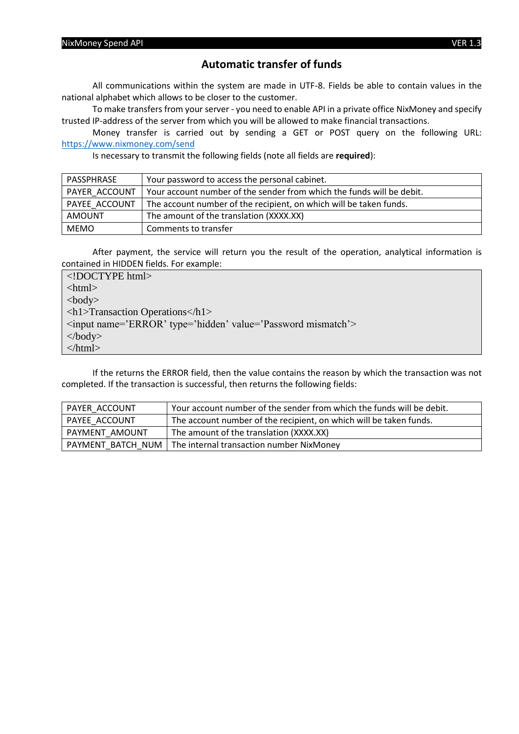# Automatic transfer of funds

All communications within the system are made in UTF-8. Fields be able to contain values in the national alphabet which allows to be closer to the customer.

To make transfers from your server - you need to enable API in a private office NixMoney and specify trusted IP-address of the server from which you will be allowed to make financial transactions.

Money transfer is carried out by sending a GET or POST query on the following URL: https://www.nixmoney.com/send

Is necessary to transmit the following fields (note all fields are **required**):

| | |
|---|---|
| PASSPHRASE | Your password to access the personal cabinet. |
| PAYER_ACCOUNT | Your account number of the sender from which the funds will be debit. |
| PAYEE_ACCOUNT | The account number of the recipient, on which will be taken funds. |
| AMOUNT | The amount of the translation (XXXX.XX) |
| MEMO | Comments to transfer |

After payment, the service will return you the result of the operation, analytical information is contained in HIDDEN fields. For example:

```
<!DOCTYPE html>
<html>
<body>
<h1>Transaction Operations</h1>
<input name='ERROR' type='hidden' value='Password mismatch'>
</body>
</html>
```

If the returns the ERROR field, then the value contains the reason by which the transaction was not completed. If the transaction is successful, then returns the following fields:

| | |
|---|---|
| PAYER_ACCOUNT | Your account number of the sender from which the funds will be debit. |
| PAYEE_ACCOUNT | The account number of the recipient, on which will be taken funds. |
| PAYMENT_AMOUNT | The amount of the translation (XXXX.XX) |
| PAYMENT_BATCH_NUM | The internal transaction number NixMoney |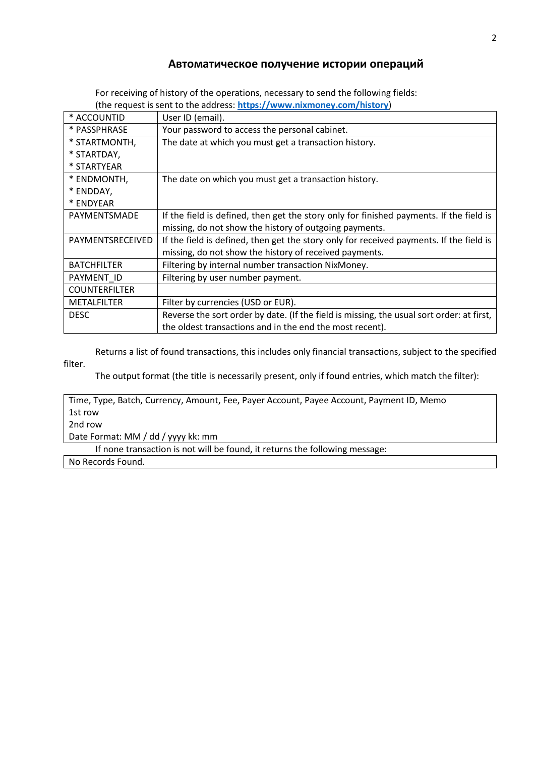## Автоматическое получение истории операций

For receiving of history of the operations, necessary to send the following fields:
(the request is sent to the address: **https://www.nixmoney.com/history**)

| * ACCOUNTID | User ID (email). |
|---|---|
| * PASSPHRASE | Your password to access the personal cabinet. |
| * STARTMONTH,<br>* STARTDAY,<br>* STARTYEAR | The date at which you must get a transaction history. |
| * ENDMONTH,<br>* ENDDAY,<br>* ENDYEAR | The date on which you must get a transaction history. |
| PAYMENTSMADE | If the field is defined, then get the story only for finished payments. If the field is missing, do not show the history of outgoing payments. |
| PAYMENTSRECEIVED | If the field is defined, then get the story only for received payments. If the field is missing, do not show the history of received payments. |
| BATCHFILTER | Filtering by internal number transaction NixMoney. |
| PAYMENT_ID | Filtering by user number payment. |
| COUNTERFILTER | |
| METALFILTER | Filter by currencies (USD or EUR). |
| DESC | Reverse the sort order by date. (If the field is missing, the usual sort order: at first, the oldest transactions and in the end the most recent). |

Returns a list of found transactions, this includes only financial transactions, subject to the specified filter.

The output format (the title is necessarily present, only if found entries, which match the filter):

```
Time, Type, Batch, Currency, Amount, Fee, Payer Account, Payee Account, Payment ID, Memo
1st row
2nd row
Date Format: MM / dd / yyyy kk: mm
```

If none transaction is not will be found, it returns the following message:

```
No Records Found.
```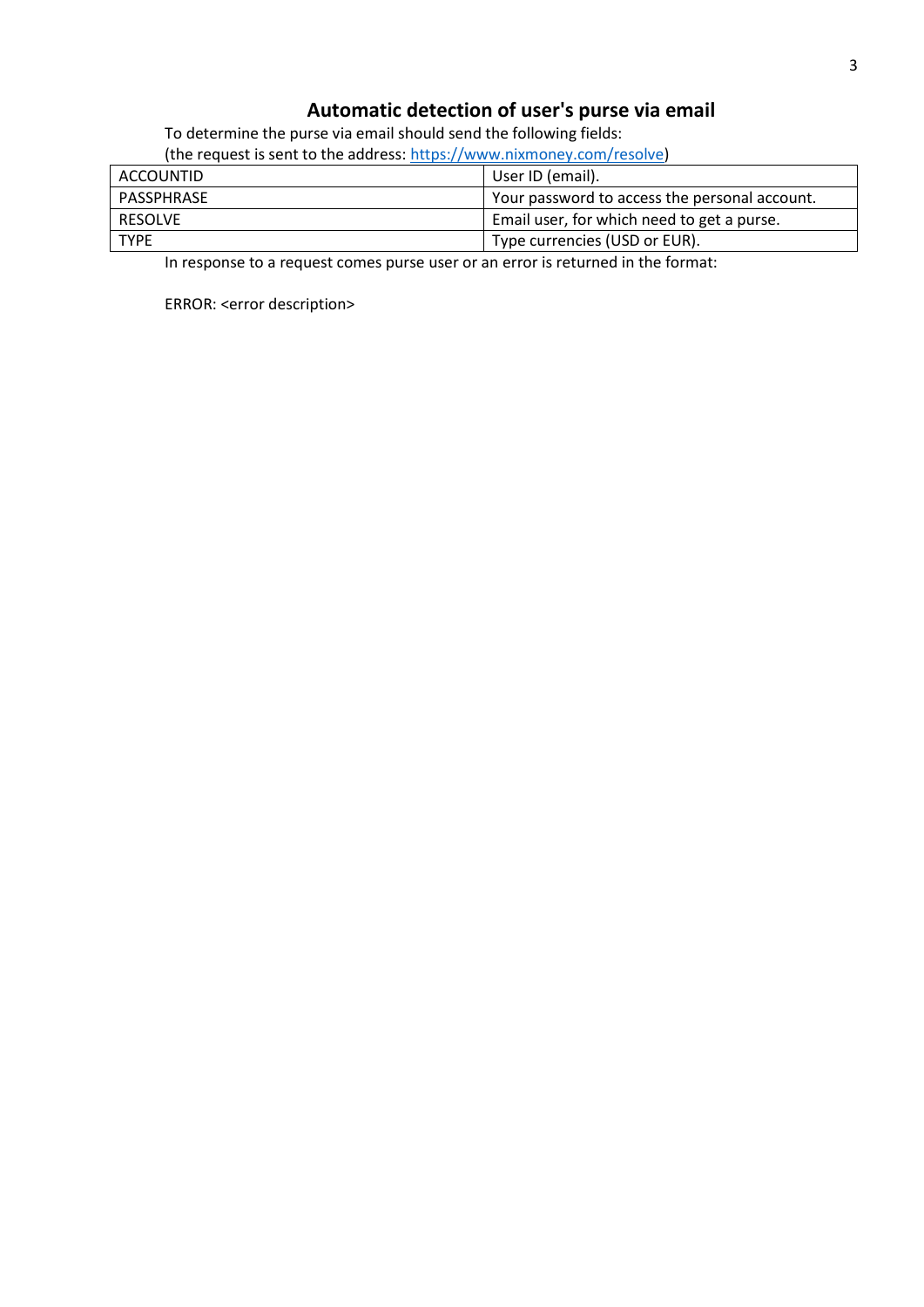## Automatic detection of user's purse via email

To determine the purse via email should send the following fields:
(the request is sent to the address: https://www.nixmoney.com/resolve)

| | |
|---|---|
| ACCOUNTID | User ID (email). |
| PASSPHRASE | Your password to access the personal account. |
| RESOLVE | Email user, for which need to get a purse. |
| TYPE | Type currencies (USD or EUR). |

In response to a request comes purse user or an error is returned in the format:

ERROR: <error description>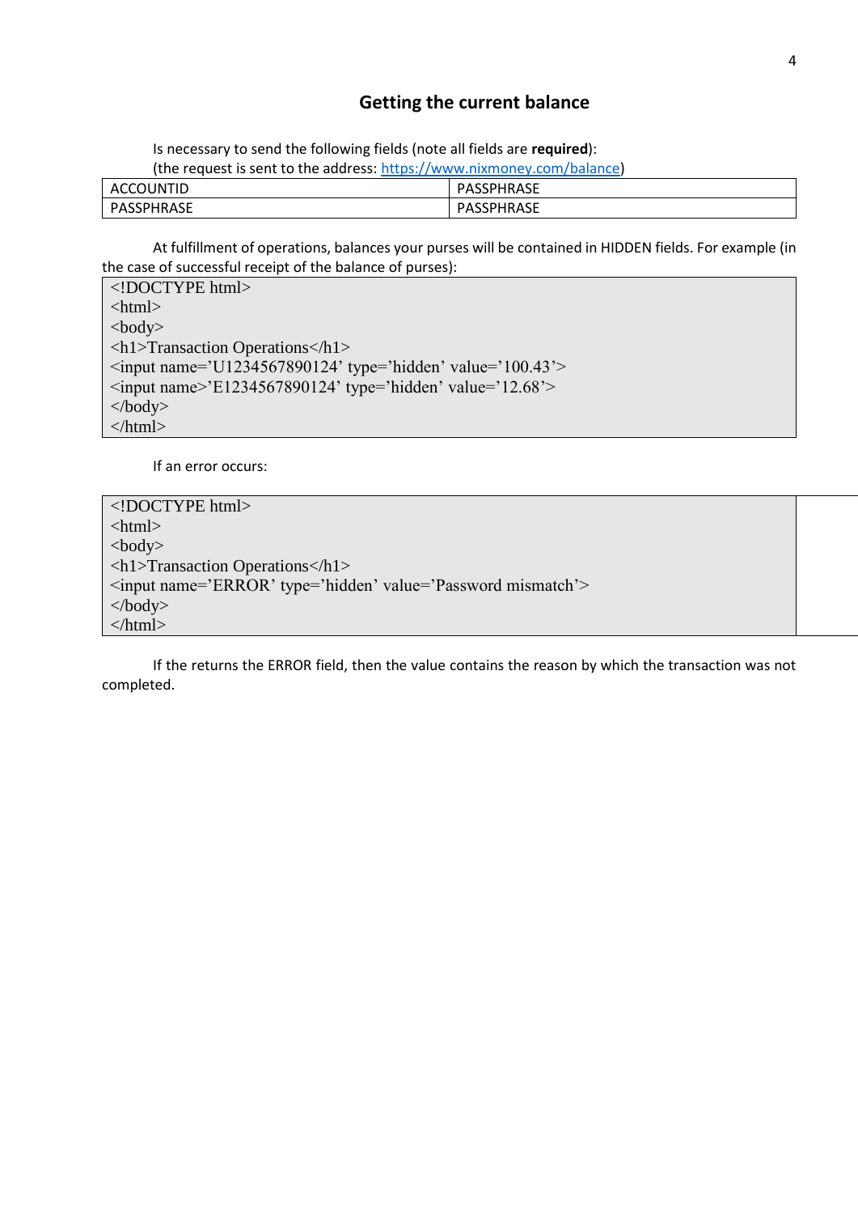## Getting the current balance

Is necessary to send the following fields (note all fields are **required**):
(the request is sent to the address: https://www.nixmoney.com/balance)

| ACCOUNTID | PASSPHRASE |
|---|---|
| PASSPHRASE | PASSPHRASE |

At fulfillment of operations, balances your purses will be contained in HIDDEN fields. For example (in the case of successful receipt of the balance of purses):

```
<!DOCTYPE html>
<html>
<body>
<h1>Transaction Operations</h1>
<input name='U1234567890124' type='hidden' value='100.43'>
<input name>'E1234567890124' type='hidden' value='12.68'>
</body>
</html>
```

If an error occurs:

```
<!DOCTYPE html>
<html>
<body>
<h1>Transaction Operations</h1>
<input name='ERROR' type='hidden' value='Password mismatch'>
</body>
</html>
```

If the returns the ERROR field, then the value contains the reason by which the transaction was not completed.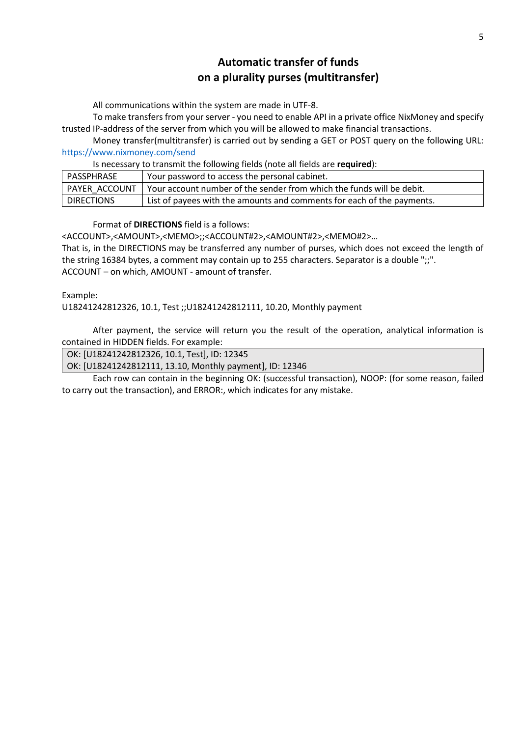# Automatic transfer of funds on a plurality purses (multitransfer)

All communications within the system are made in UTF-8.

To make transfers from your server - you need to enable API in a private office NixMoney and specify trusted IP-address of the server from which you will be allowed to make financial transactions.

Money transfer(multitransfer) is carried out by sending a GET or POST query on the following URL: https://www.nixmoney.com/send

Is necessary to transmit the following fields (note all fields are **required**):

| PASSPHRASE | Your password to access the personal cabinet. |
|---|---|
| PAYER_ACCOUNT | Your account number of the sender from which the funds will be debit. |
| DIRECTIONS | List of payees with the amounts and comments for each of the payments. |

Format of **DIRECTIONS** field is a follows:

<ACCOUNT>,<AMOUNT>,<MEMO>;;<ACCOUNT#2>,<AMOUNT#2>,<MEMO#2>…

That is, in the DIRECTIONS may be transferred any number of purses, which does not exceed the length of the string 16384 bytes, a comment may contain up to 255 characters. Separator is a double ";;".

ACCOUNT – on which, AMOUNT - amount of transfer.

Example:

U18241242812326, 10.1, Test ;;U18241242812111, 10.20, Monthly payment

After payment, the service will return you the result of the operation, analytical information is contained in HIDDEN fields. For example:

```
OK: [U18241242812326, 10.1, Test], ID: 12345
OK: [U18241242812111, 13.10, Monthly payment], ID: 12346
```

Each row can contain in the beginning OK: (successful transaction), NOOP: (for some reason, failed to carry out the transaction), and ERROR:, which indicates for any mistake.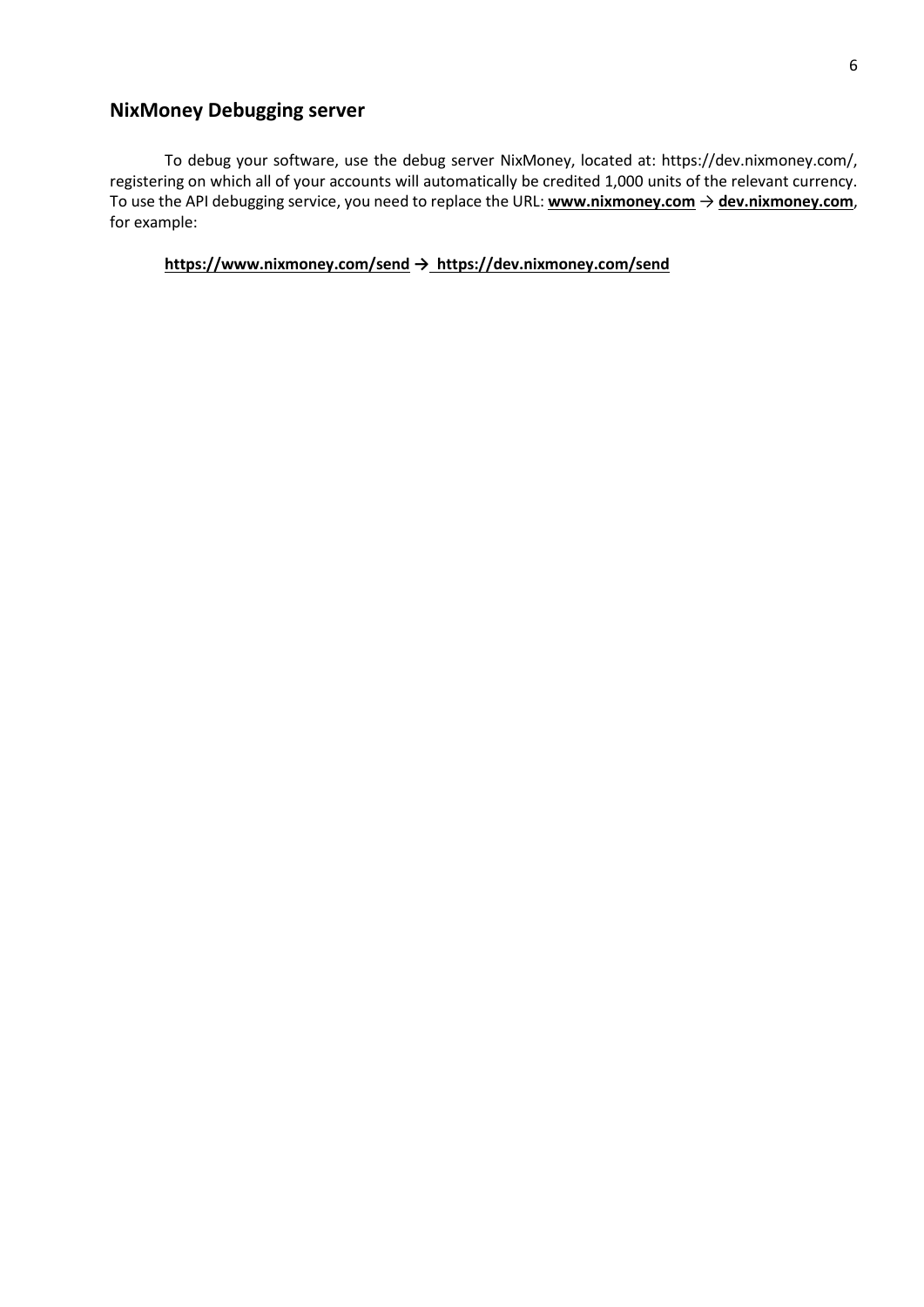## NixMoney Debugging server

To debug your software, use the debug server NixMoney, located at: https://dev.nixmoney.com/, registering on which all of your accounts will automatically be credited 1,000 units of the relevant currency. To use the API debugging service, you need to replace the URL: **www.nixmoney.com** → **dev.nixmoney.com**, for example:

**https://www.nixmoney.com/send → https://dev.nixmoney.com/send**